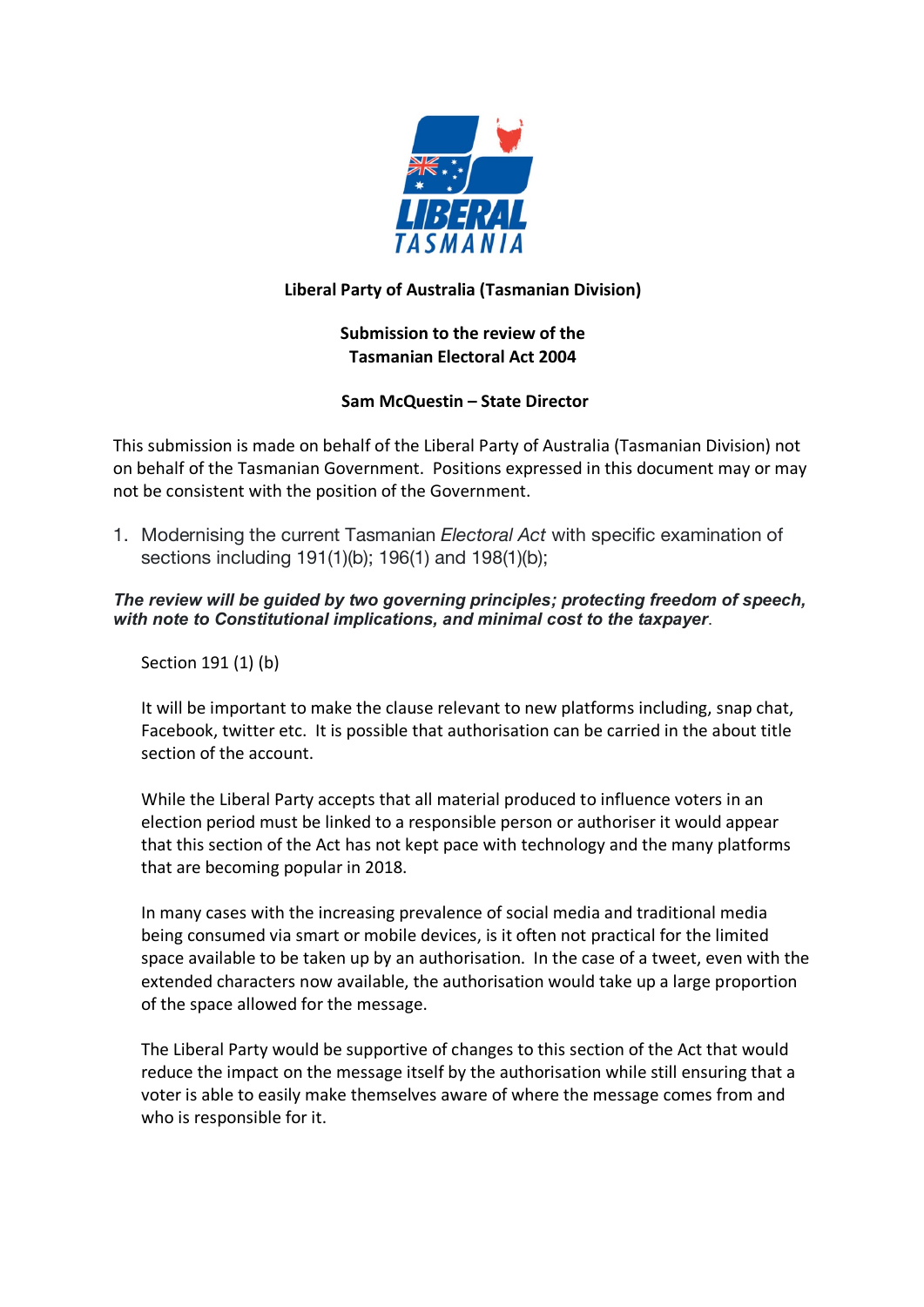**Liberal Party of Australia (Tasmanian Division)**

**Submission to the review of the Tasmanian Electoral Act 2004**

**Sam McQuestin – State Director**

This submission is made on behalf of the Liberal Party of Australia (Tasmanian Division) not on behalf of the Tasmanian Government. Positions expressed in this document may or may not be consistent with the position of the Government.

1. Modernising the current Tasmanian *Electoral Act* with specific examination of sections including 191(1)(b); 196(1) and 198(1)(b);

***The review will be guided by two governing principles; protecting freedom of speech, with note to Constitutional implications, and minimal cost to the taxpayer*.**

Section 191 (1) (b)

It will be important to make the clause relevant to new platforms including, snap chat, Facebook, twitter etc. It is possible that authorisation can be carried in the about title section of the account.

While the Liberal Party accepts that all material produced to influence voters in an election period must be linked to a responsible person or authoriser it would appear that this section of the Act has not kept pace with technology and the many platforms that are becoming popular in 2018.

In many cases with the increasing prevalence of social media and traditional media being consumed via smart or mobile devices, is it often not practical for the limited space available to be taken up by an authorisation. In the case of a tweet, even with the extended characters now available, the authorisation would take up a large proportion of the space allowed for the message.

The Liberal Party would be supportive of changes to this section of the Act that would reduce the impact on the message itself by the authorisation while still ensuring that a voter is able to easily make themselves aware of where the message comes from and who is responsible for it.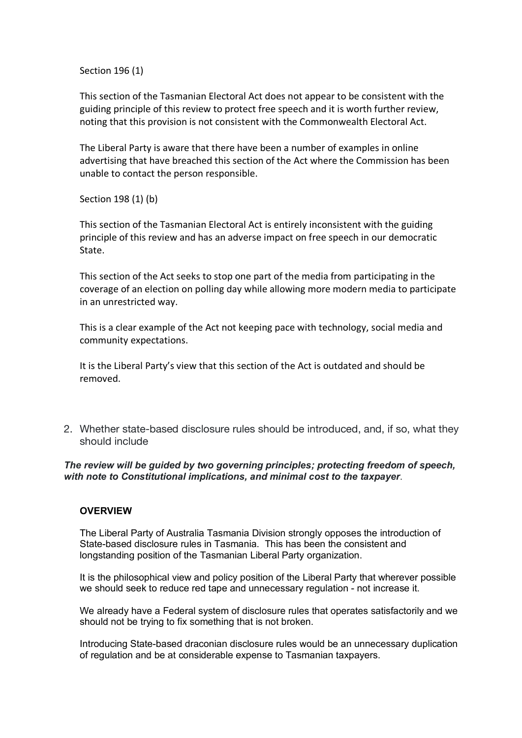Section 196 (1)

This section of the Tasmanian Electoral Act does not appear to be consistent with the guiding principle of this review to protect free speech and it is worth further review, noting that this provision is not consistent with the Commonwealth Electoral Act.

The Liberal Party is aware that there have been a number of examples in online advertising that have breached this section of the Act where the Commission has been unable to contact the person responsible.

Section 198 (1) (b)

This section of the Tasmanian Electoral Act is entirely inconsistent with the guiding principle of this review and has an adverse impact on free speech in our democratic State.

This section of the Act seeks to stop one part of the media from participating in the coverage of an election on polling day while allowing more modern media to participate in an unrestricted way.

This is a clear example of the Act not keeping pace with technology, social media and community expectations.

It is the Liberal Party's view that this section of the Act is outdated and should be removed.

2. Whether state-based disclosure rules should be introduced, and, if so, what they should include

***The review will be guided by two governing principles; protecting freedom of speech, with note to Constitutional implications, and minimal cost to the taxpayer*.**

**OVERVIEW**

The Liberal Party of Australia Tasmania Division strongly opposes the introduction of State-based disclosure rules in Tasmania. This has been the consistent and longstanding position of the Tasmanian Liberal Party organization.

It is the philosophical view and policy position of the Liberal Party that wherever possible we should seek to reduce red tape and unnecessary regulation - not increase it.

We already have a Federal system of disclosure rules that operates satisfactorily and we should not be trying to fix something that is not broken.

Introducing State-based draconian disclosure rules would be an unnecessary duplication of regulation and be at considerable expense to Tasmanian taxpayers.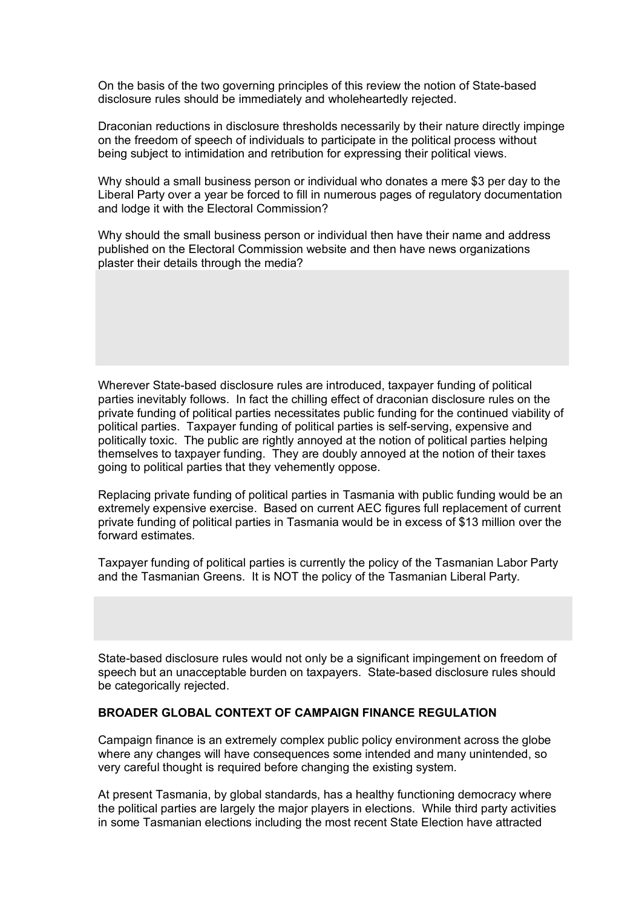On the basis of the two governing principles of this review the notion of State-based disclosure rules should be immediately and wholeheartedly rejected.

Draconian reductions in disclosure thresholds necessarily by their nature directly impinge on the freedom of speech of individuals to participate in the political process without being subject to intimidation and retribution for expressing their political views.

Why should a small business person or individual who donates a mere $3 per day to the Liberal Party over a year be forced to fill in numerous pages of regulatory documentation and lodge it with the Electoral Commission?

Why should the small business person or individual then have their name and address published on the Electoral Commission website and then have news organizations plaster their details through the media?

Wherever State-based disclosure rules are introduced, taxpayer funding of political parties inevitably follows. In fact the chilling effect of draconian disclosure rules on the private funding of political parties necessitates public funding for the continued viability of political parties. Taxpayer funding of political parties is self-serving, expensive and politically toxic. The public are rightly annoyed at the notion of political parties helping themselves to taxpayer funding. They are doubly annoyed at the notion of their taxes going to political parties that they vehemently oppose.

Replacing private funding of political parties in Tasmania with public funding would be an extremely expensive exercise. Based on current AEC figures full replacement of current private funding of political parties in Tasmania would be in excess of $13 million over the forward estimates.

Taxpayer funding of political parties is currently the policy of the Tasmanian Labor Party and the Tasmanian Greens. It is NOT the policy of the Tasmanian Liberal Party.

State-based disclosure rules would not only be a significant impingement on freedom of speech but an unacceptable burden on taxpayers. State-based disclosure rules should be categorically rejected.

**BROADER GLOBAL CONTEXT OF CAMPAIGN FINANCE REGULATION**

Campaign finance is an extremely complex public policy environment across the globe where any changes will have consequences some intended and many unintended, so very careful thought is required before changing the existing system.

At present Tasmania, by global standards, has a healthy functioning democracy where the political parties are largely the major players in elections. While third party activities in some Tasmanian elections including the most recent State Election have attracted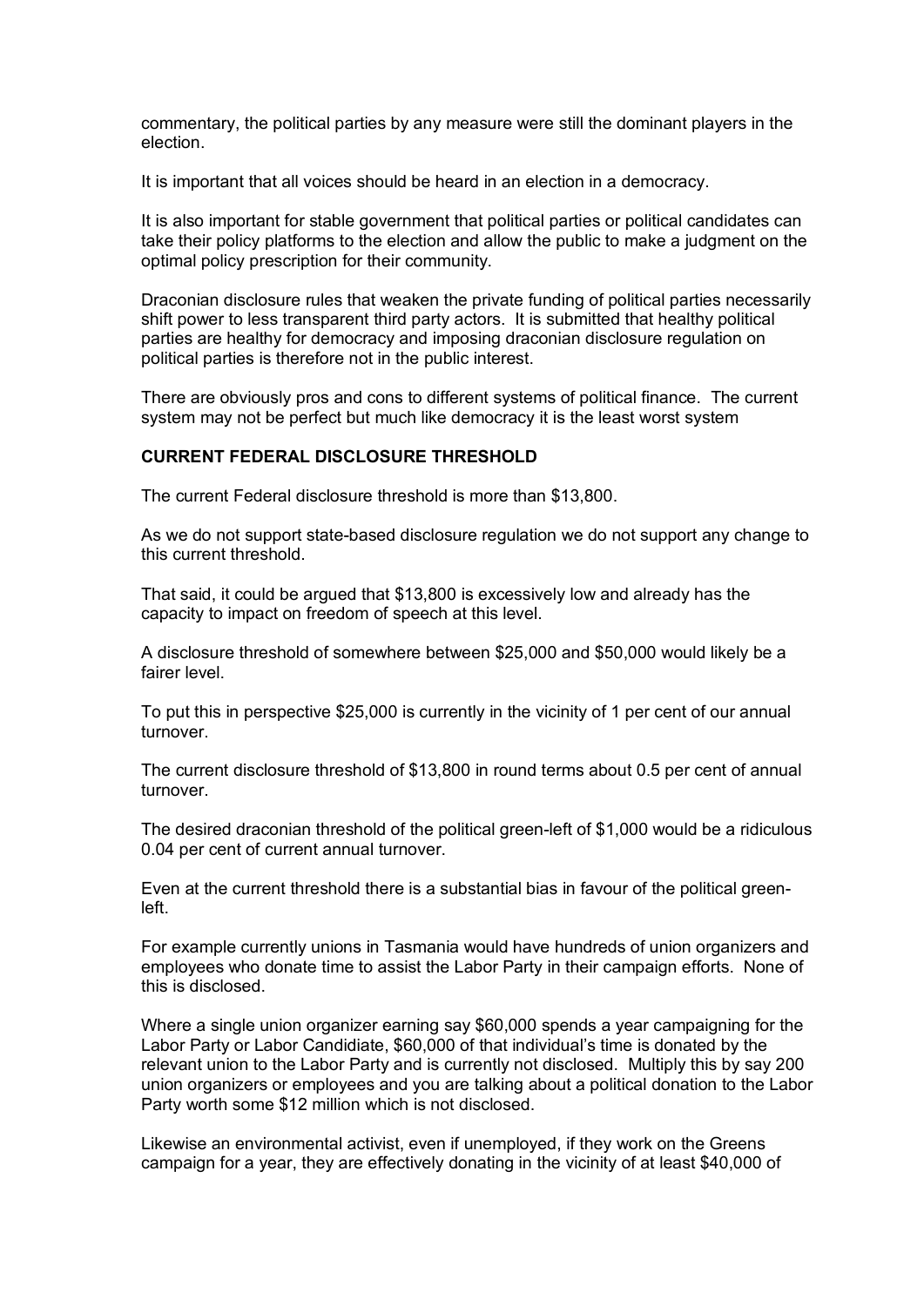commentary, the political parties by any measure were still the dominant players in the election.

It is important that all voices should be heard in an election in a democracy.

It is also important for stable government that political parties or political candidates can take their policy platforms to the election and allow the public to make a judgment on the optimal policy prescription for their community.

Draconian disclosure rules that weaken the private funding of political parties necessarily shift power to less transparent third party actors. It is submitted that healthy political parties are healthy for democracy and imposing draconian disclosure regulation on political parties is therefore not in the public interest.

There are obviously pros and cons to different systems of political finance. The current system may not be perfect but much like democracy it is the least worst system

**CURRENT FEDERAL DISCLOSURE THRESHOLD**

The current Federal disclosure threshold is more than $13,800.

As we do not support state-based disclosure regulation we do not support any change to this current threshold.

That said, it could be argued that $13,800 is excessively low and already has the capacity to impact on freedom of speech at this level.

A disclosure threshold of somewhere between $25,000 and $50,000 would likely be a fairer level.

To put this in perspective $25,000 is currently in the vicinity of 1 per cent of our annual turnover.

The current disclosure threshold of $13,800 in round terms about 0.5 per cent of annual turnover.

The desired draconian threshold of the political green-left of $1,000 would be a ridiculous 0.04 per cent of current annual turnover.

Even at the current threshold there is a substantial bias in favour of the political green-left.

For example currently unions in Tasmania would have hundreds of union organizers and employees who donate time to assist the Labor Party in their campaign efforts. None of this is disclosed.

Where a single union organizer earning say $60,000 spends a year campaigning for the Labor Party or Labor Candidiate, $60,000 of that individual's time is donated by the relevant union to the Labor Party and is currently not disclosed. Multiply this by say 200 union organizers or employees and you are talking about a political donation to the Labor Party worth some $12 million which is not disclosed.

Likewise an environmental activist, even if unemployed, if they work on the Greens campaign for a year, they are effectively donating in the vicinity of at least $40,000 of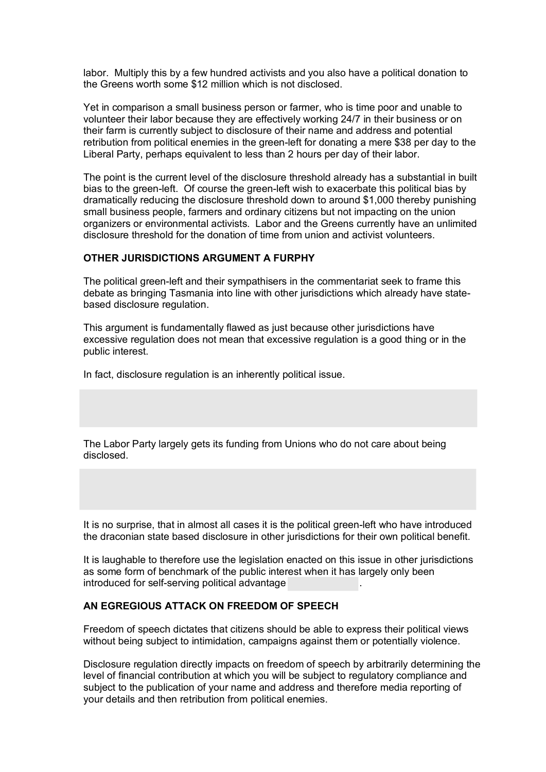labor. Multiply this by a few hundred activists and you also have a political donation to the Greens worth some $12 million which is not disclosed.

Yet in comparison a small business person or farmer, who is time poor and unable to volunteer their labor because they are effectively working 24/7 in their business or on their farm is currently subject to disclosure of their name and address and potential retribution from political enemies in the green-left for donating a mere $38 per day to the Liberal Party, perhaps equivalent to less than 2 hours per day of their labor.

The point is the current level of the disclosure threshold already has a substantial in built bias to the green-left. Of course the green-left wish to exacerbate this political bias by dramatically reducing the disclosure threshold down to around $1,000 thereby punishing small business people, farmers and ordinary citizens but not impacting on the union organizers or environmental activists. Labor and the Greens currently have an unlimited disclosure threshold for the donation of time from union and activist volunteers.

**OTHER JURISDICTIONS ARGUMENT A FURPHY**

The political green-left and their sympathisers in the commentariat seek to frame this debate as bringing Tasmania into line with other jurisdictions which already have state-based disclosure regulation.

This argument is fundamentally flawed as just because other jurisdictions have excessive regulation does not mean that excessive regulation is a good thing or in the public interest.

In fact, disclosure regulation is an inherently political issue.

The Labor Party largely gets its funding from Unions who do not care about being disclosed.

It is no surprise, that in almost all cases it is the political green-left who have introduced the draconian state based disclosure in other jurisdictions for their own political benefit.

It is laughable to therefore use the legislation enacted on this issue in other jurisdictions as some form of benchmark of the public interest when it has largely only been introduced for self-serving political advantage .

**AN EGREGIOUS ATTACK ON FREEDOM OF SPEECH**

Freedom of speech dictates that citizens should be able to express their political views without being subject to intimidation, campaigns against them or potentially violence.

Disclosure regulation directly impacts on freedom of speech by arbitrarily determining the level of financial contribution at which you will be subject to regulatory compliance and subject to the publication of your name and address and therefore media reporting of your details and then retribution from political enemies.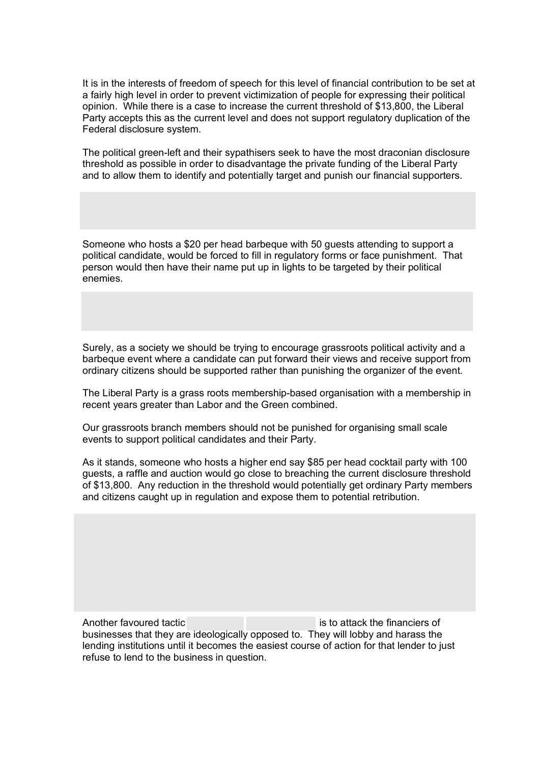It is in the interests of freedom of speech for this level of financial contribution to be set at a fairly high level in order to prevent victimization of people for expressing their political opinion. While there is a case to increase the current threshold of $13,800, the Liberal Party accepts this as the current level and does not support regulatory duplication of the Federal disclosure system.

The political green-left and their sypathisers seek to have the most draconian disclosure threshold as possible in order to disadvantage the private funding of the Liberal Party and to allow them to identify and potentially target and punish our financial supporters.

Someone who hosts a $20 per head barbeque with 50 guests attending to support a political candidate, would be forced to fill in regulatory forms or face punishment. That person would then have their name put up in lights to be targeted by their political enemies.

Surely, as a society we should be trying to encourage grassroots political activity and a barbeque event where a candidate can put forward their views and receive support from ordinary citizens should be supported rather than punishing the organizer of the event.

The Liberal Party is a grass roots membership-based organisation with a membership in recent years greater than Labor and the Green combined.

Our grassroots branch members should not be punished for organising small scale events to support political candidates and their Party.

As it stands, someone who hosts a higher end say $85 per head cocktail party with 100 guests, a raffle and auction would go close to breaching the current disclosure threshold of $13,800. Any reduction in the threshold would potentially get ordinary Party members and citizens caught up in regulation and expose them to potential retribution.

Another favoured tactic is to attack the financiers of businesses that they are ideologically opposed to. They will lobby and harass the lending institutions until it becomes the easiest course of action for that lender to just refuse to lend to the business in question.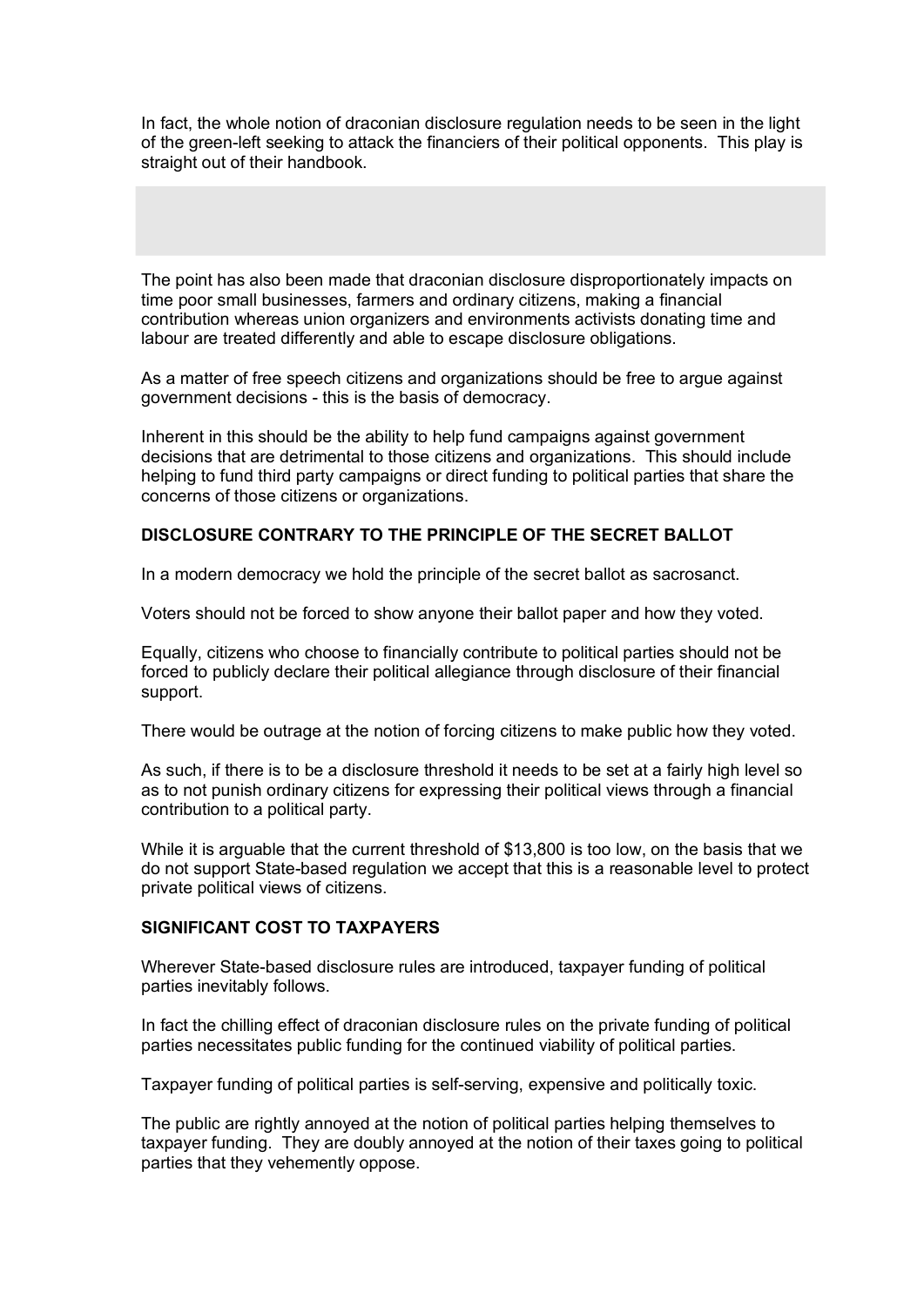In fact, the whole notion of draconian disclosure regulation needs to be seen in the light of the green-left seeking to attack the financiers of their political opponents. This play is straight out of their handbook.

The point has also been made that draconian disclosure disproportionately impacts on time poor small businesses, farmers and ordinary citizens, making a financial contribution whereas union organizers and environments activists donating time and labour are treated differently and able to escape disclosure obligations.

As a matter of free speech citizens and organizations should be free to argue against government decisions - this is the basis of democracy.

Inherent in this should be the ability to help fund campaigns against government decisions that are detrimental to those citizens and organizations. This should include helping to fund third party campaigns or direct funding to political parties that share the concerns of those citizens or organizations.

**DISCLOSURE CONTRARY TO THE PRINCIPLE OF THE SECRET BALLOT**

In a modern democracy we hold the principle of the secret ballot as sacrosanct.

Voters should not be forced to show anyone their ballot paper and how they voted.

Equally, citizens who choose to financially contribute to political parties should not be forced to publicly declare their political allegiance through disclosure of their financial support.

There would be outrage at the notion of forcing citizens to make public how they voted.

As such, if there is to be a disclosure threshold it needs to be set at a fairly high level so as to not punish ordinary citizens for expressing their political views through a financial contribution to a political party.

While it is arguable that the current threshold of $13,800 is too low, on the basis that we do not support State-based regulation we accept that this is a reasonable level to protect private political views of citizens.

**SIGNIFICANT COST TO TAXPAYERS**

Wherever State-based disclosure rules are introduced, taxpayer funding of political parties inevitably follows.

In fact the chilling effect of draconian disclosure rules on the private funding of political parties necessitates public funding for the continued viability of political parties.

Taxpayer funding of political parties is self-serving, expensive and politically toxic.

The public are rightly annoyed at the notion of political parties helping themselves to taxpayer funding. They are doubly annoyed at the notion of their taxes going to political parties that they vehemently oppose.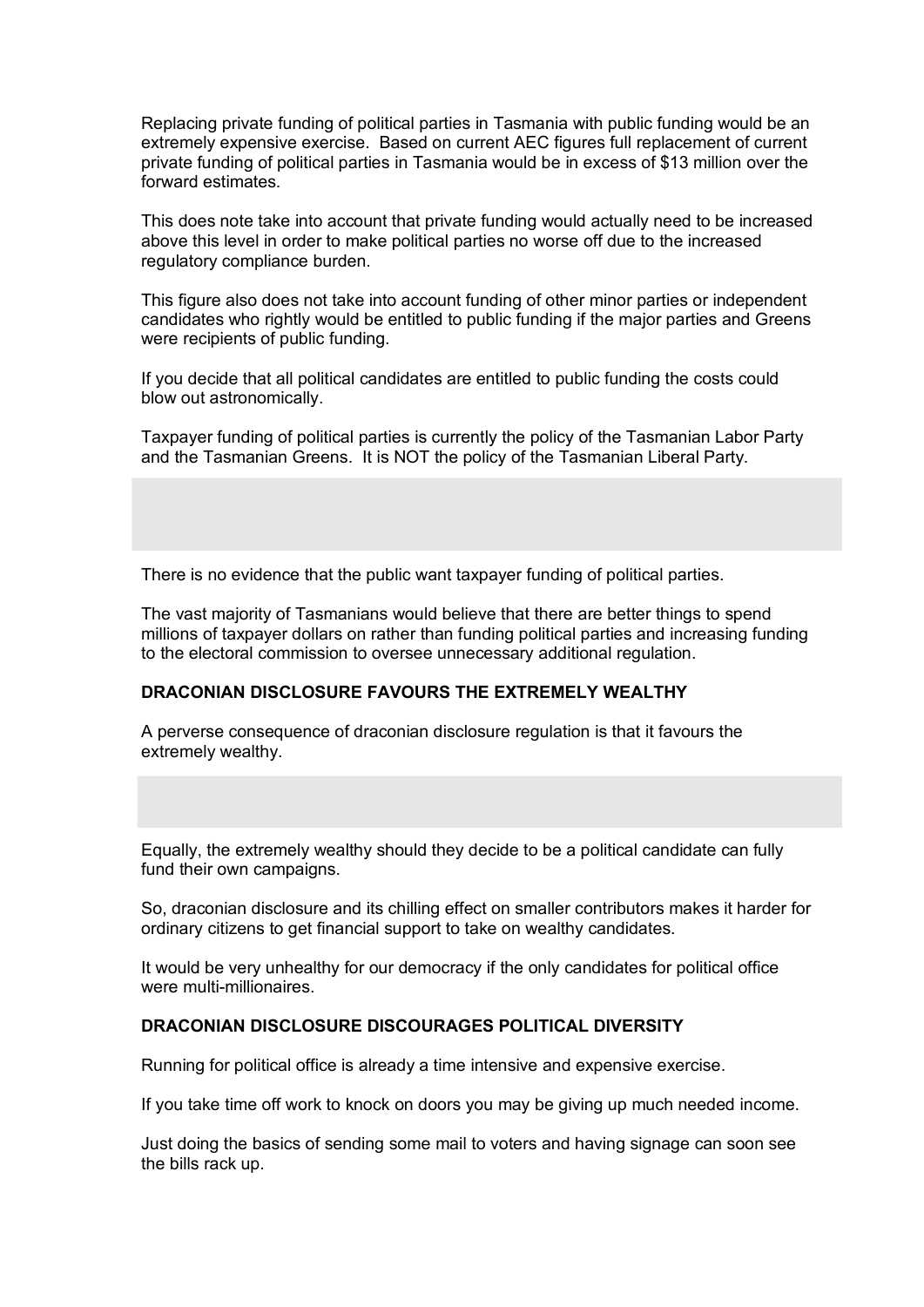Replacing private funding of political parties in Tasmania with public funding would be an extremely expensive exercise. Based on current AEC figures full replacement of current private funding of political parties in Tasmania would be in excess of $13 million over the forward estimates.

This does note take into account that private funding would actually need to be increased above this level in order to make political parties no worse off due to the increased regulatory compliance burden.

This figure also does not take into account funding of other minor parties or independent candidates who rightly would be entitled to public funding if the major parties and Greens were recipients of public funding.

If you decide that all political candidates are entitled to public funding the costs could blow out astronomically.

Taxpayer funding of political parties is currently the policy of the Tasmanian Labor Party and the Tasmanian Greens. It is NOT the policy of the Tasmanian Liberal Party.

There is no evidence that the public want taxpayer funding of political parties.

The vast majority of Tasmanians would believe that there are better things to spend millions of taxpayer dollars on rather than funding political parties and increasing funding to the electoral commission to oversee unnecessary additional regulation.

**DRACONIAN DISCLOSURE FAVOURS THE EXTREMELY WEALTHY**

A perverse consequence of draconian disclosure regulation is that it favours the extremely wealthy.

Equally, the extremely wealthy should they decide to be a political candidate can fully fund their own campaigns.

So, draconian disclosure and its chilling effect on smaller contributors makes it harder for ordinary citizens to get financial support to take on wealthy candidates.

It would be very unhealthy for our democracy if the only candidates for political office were multi-millionaires.

**DRACONIAN DISCLOSURE DISCOURAGES POLITICAL DIVERSITY**

Running for political office is already a time intensive and expensive exercise.

If you take time off work to knock on doors you may be giving up much needed income.

Just doing the basics of sending some mail to voters and having signage can soon see the bills rack up.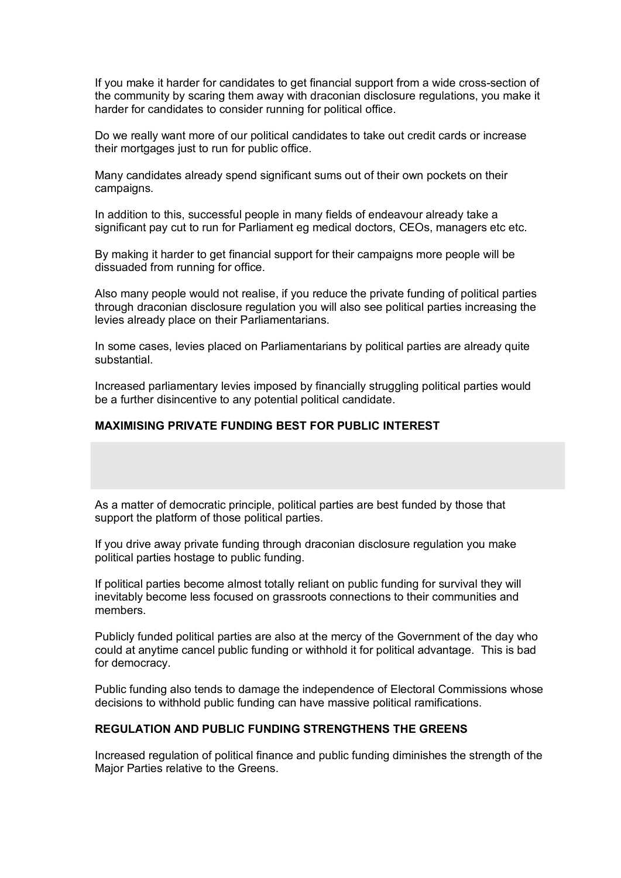If you make it harder for candidates to get financial support from a wide cross-section of the community by scaring them away with draconian disclosure regulations, you make it harder for candidates to consider running for political office.

Do we really want more of our political candidates to take out credit cards or increase their mortgages just to run for public office.

Many candidates already spend significant sums out of their own pockets on their campaigns.

In addition to this, successful people in many fields of endeavour already take a significant pay cut to run for Parliament eg medical doctors, CEOs, managers etc etc.

By making it harder to get financial support for their campaigns more people will be dissuaded from running for office.

Also many people would not realise, if you reduce the private funding of political parties through draconian disclosure regulation you will also see political parties increasing the levies already place on their Parliamentarians.

In some cases, levies placed on Parliamentarians by political parties are already quite substantial.

Increased parliamentary levies imposed by financially struggling political parties would be a further disincentive to any potential political candidate.

**MAXIMISING PRIVATE FUNDING BEST FOR PUBLIC INTEREST**

As a matter of democratic principle, political parties are best funded by those that support the platform of those political parties.

If you drive away private funding through draconian disclosure regulation you make political parties hostage to public funding.

If political parties become almost totally reliant on public funding for survival they will inevitably become less focused on grassroots connections to their communities and members.

Publicly funded political parties are also at the mercy of the Government of the day who could at anytime cancel public funding or withhold it for political advantage. This is bad for democracy.

Public funding also tends to damage the independence of Electoral Commissions whose decisions to withhold public funding can have massive political ramifications.

**REGULATION AND PUBLIC FUNDING STRENGTHENS THE GREENS**

Increased regulation of political finance and public funding diminishes the strength of the Major Parties relative to the Greens.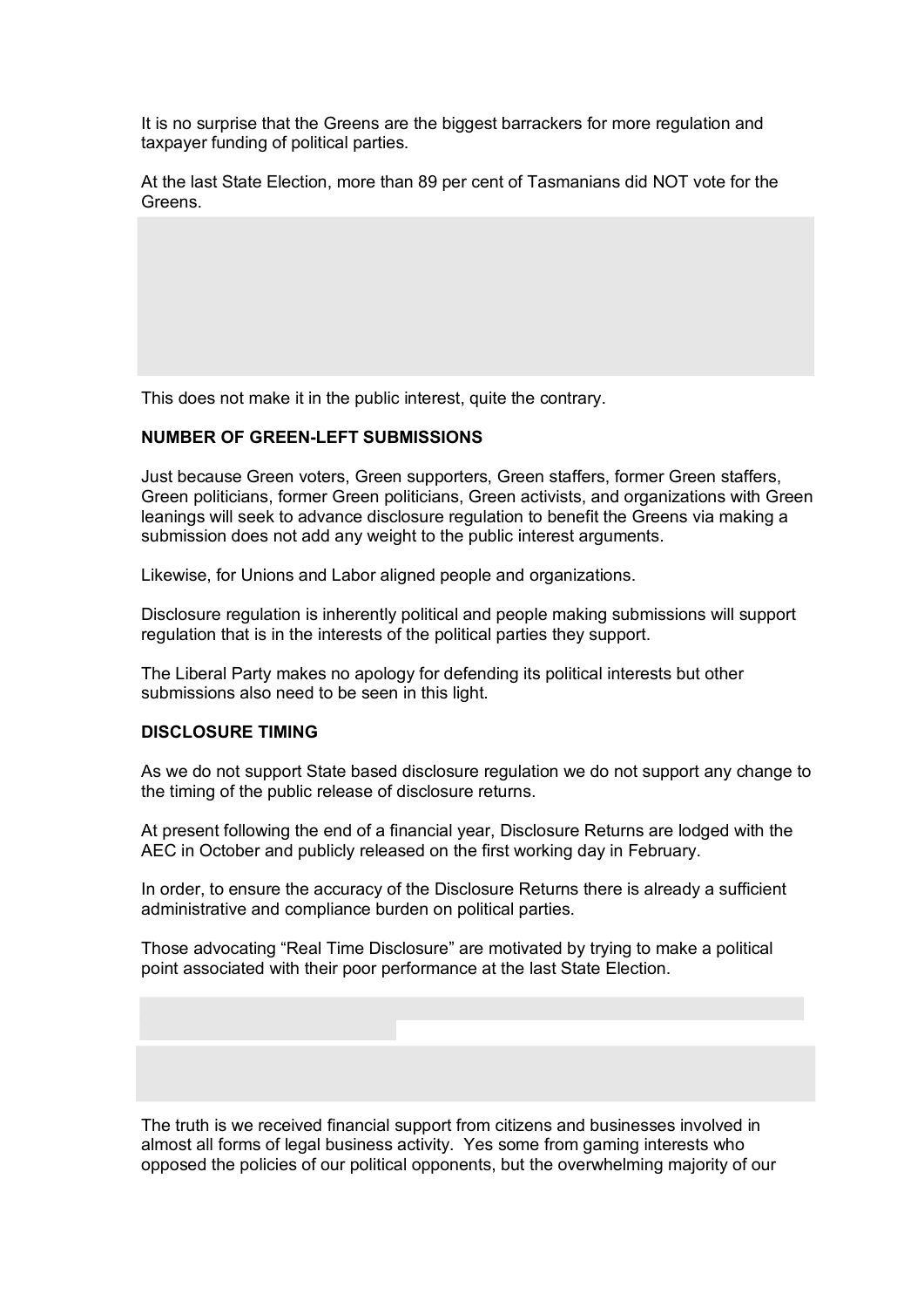It is no surprise that the Greens are the biggest barrackers for more regulation and taxpayer funding of political parties.

At the last State Election, more than 89 per cent of Tasmanians did NOT vote for the Greens.

This does not make it in the public interest, quite the contrary.

**NUMBER OF GREEN-LEFT SUBMISSIONS**

Just because Green voters, Green supporters, Green staffers, former Green staffers, Green politicians, former Green politicians, Green activists, and organizations with Green leanings will seek to advance disclosure regulation to benefit the Greens via making a submission does not add any weight to the public interest arguments.

Likewise, for Unions and Labor aligned people and organizations.

Disclosure regulation is inherently political and people making submissions will support regulation that is in the interests of the political parties they support.

The Liberal Party makes no apology for defending its political interests but other submissions also need to be seen in this light.

**DISCLOSURE TIMING**

As we do not support State based disclosure regulation we do not support any change to the timing of the public release of disclosure returns.

At present following the end of a financial year, Disclosure Returns are lodged with the AEC in October and publicly released on the first working day in February.

In order, to ensure the accuracy of the Disclosure Returns there is already a sufficient administrative and compliance burden on political parties.

Those advocating "Real Time Disclosure" are motivated by trying to make a political point associated with their poor performance at the last State Election.

The truth is we received financial support from citizens and businesses involved in almost all forms of legal business activity. Yes some from gaming interests who opposed the policies of our political opponents, but the overwhelming majority of our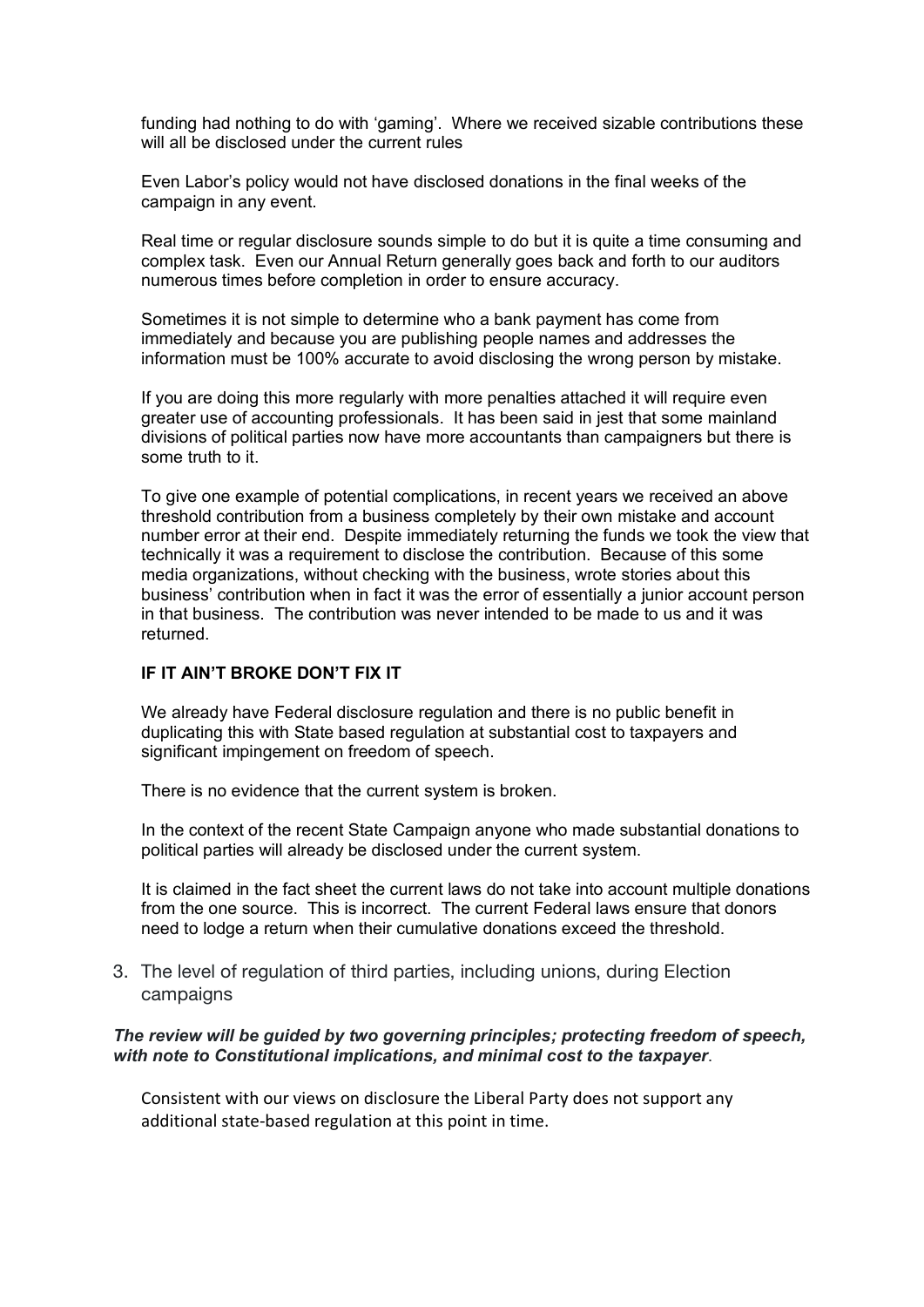funding had nothing to do with 'gaming'. Where we received sizable contributions these will all be disclosed under the current rules

Even Labor's policy would not have disclosed donations in the final weeks of the campaign in any event.

Real time or regular disclosure sounds simple to do but it is quite a time consuming and complex task. Even our Annual Return generally goes back and forth to our auditors numerous times before completion in order to ensure accuracy.

Sometimes it is not simple to determine who a bank payment has come from immediately and because you are publishing people names and addresses the information must be 100% accurate to avoid disclosing the wrong person by mistake.

If you are doing this more regularly with more penalties attached it will require even greater use of accounting professionals. It has been said in jest that some mainland divisions of political parties now have more accountants than campaigners but there is some truth to it.

To give one example of potential complications, in recent years we received an above threshold contribution from a business completely by their own mistake and account number error at their end. Despite immediately returning the funds we took the view that technically it was a requirement to disclose the contribution. Because of this some media organizations, without checking with the business, wrote stories about this business' contribution when in fact it was the error of essentially a junior account person in that business. The contribution was never intended to be made to us and it was returned.

**IF IT AIN'T BROKE DON'T FIX IT**

We already have Federal disclosure regulation and there is no public benefit in duplicating this with State based regulation at substantial cost to taxpayers and significant impingement on freedom of speech.

There is no evidence that the current system is broken.

In the context of the recent State Campaign anyone who made substantial donations to political parties will already be disclosed under the current system.

It is claimed in the fact sheet the current laws do not take into account multiple donations from the one source. This is incorrect. The current Federal laws ensure that donors need to lodge a return when their cumulative donations exceed the threshold.

3. The level of regulation of third parties, including unions, during Election campaigns

***The review will be guided by two governing principles; protecting freedom of speech, with note to Constitutional implications, and minimal cost to the taxpayer*.**

Consistent with our views on disclosure the Liberal Party does not support any additional state-based regulation at this point in time.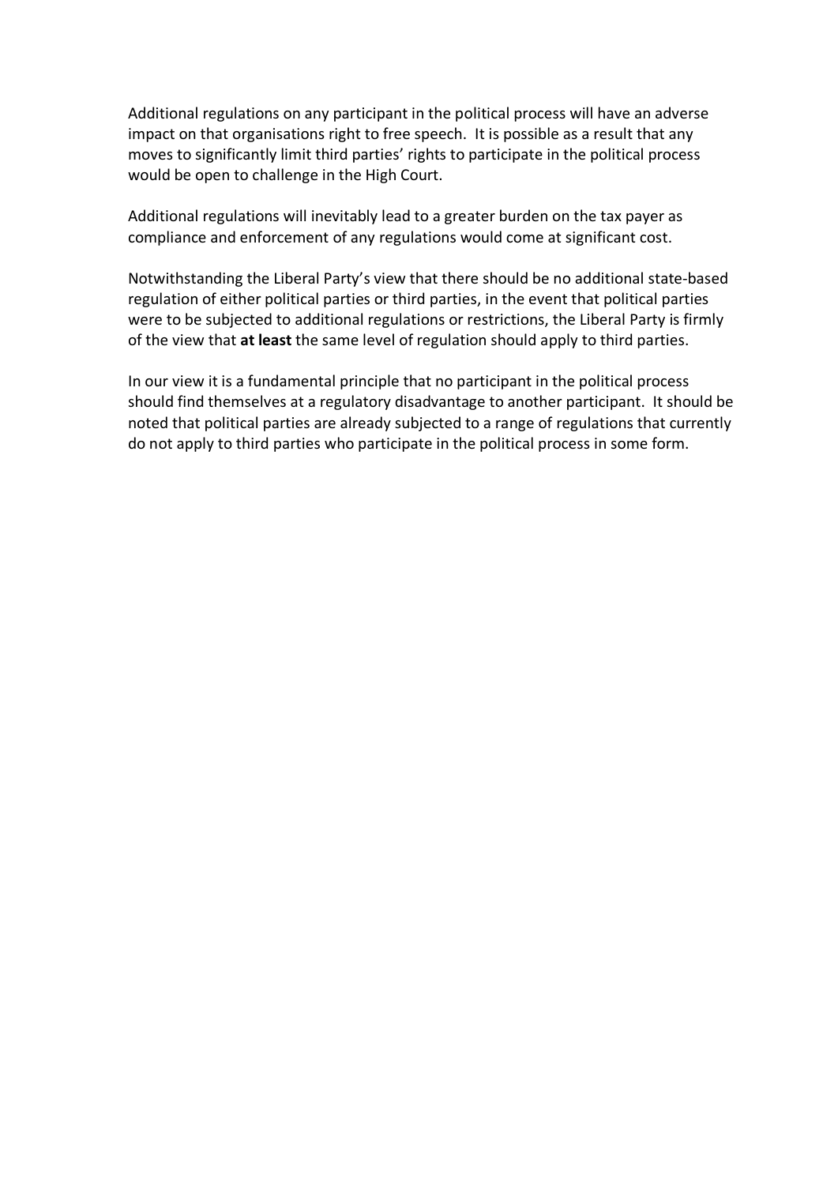Additional regulations on any participant in the political process will have an adverse impact on that organisations right to free speech. It is possible as a result that any moves to significantly limit third parties' rights to participate in the political process would be open to challenge in the High Court.

Additional regulations will inevitably lead to a greater burden on the tax payer as compliance and enforcement of any regulations would come at significant cost.

Notwithstanding the Liberal Party's view that there should be no additional state-based regulation of either political parties or third parties, in the event that political parties were to be subjected to additional regulations or restrictions, the Liberal Party is firmly of the view that **at least** the same level of regulation should apply to third parties.

In our view it is a fundamental principle that no participant in the political process should find themselves at a regulatory disadvantage to another participant. It should be noted that political parties are already subjected to a range of regulations that currently do not apply to third parties who participate in the political process in some form.